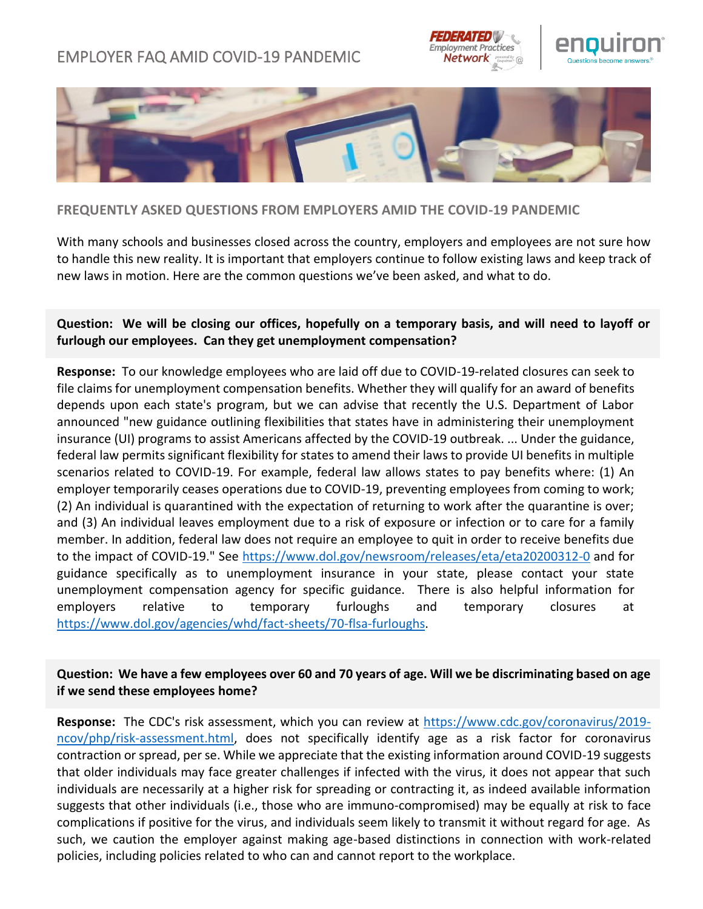# EMPLOYER FAQ AMID COVID-19 PANDEMIC

## FREQUENTLY ASKED QUESTIONS FROM EMPLOYERS AMID THE COVID-19 PANDEMIC

With many schools and businesses closed across the country, employers and employees are not sure how to handle this new reality. It is important that employers continue to follow existing laws and keep track of new laws in motion. Here are the common questions we've been asked, and what to do.

**Question: We will be closing our offices, hopefully on a temporary basis, and will need to layoff or furlough our employees. Can they get unemployment compensation?**

**Response:** To our knowledge employees who are laid off due to COVID-19-related closures can seek to file claims for unemployment compensation benefits. Whether they will qualify for an award of benefits depends upon each state's program, but we can advise that recently the U.S. Department of Labor announced "new guidance outlining flexibilities that states have in administering their unemployment insurance (UI) programs to assist Americans affected by the COVID-19 outbreak. ... Under the guidance, federal law permits significant flexibility for states to amend their laws to provide UI benefits in multiple scenarios related to COVID-19. For example, federal law allows states to pay benefits where: (1) An employer temporarily ceases operations due to COVID-19, preventing employees from coming to work; (2) An individual is quarantined with the expectation of returning to work after the quarantine is over; and (3) An individual leaves employment due to a risk of exposure or infection or to care for a family member. In addition, federal law does not require an employee to quit in order to receive benefits due to the impact of COVID-19." See https://www.dol.gov/newsroom/releases/eta/eta20200312-0 and for guidance specifically as to unemployment insurance in your state, please contact your state unemployment compensation agency for specific guidance. There is also helpful information for employers relative to temporary furloughs and temporary closures at https://www.dol.gov/agencies/whd/fact-sheets/70-flsa-furloughs.

**Question: We have a few employees over 60 and 70 years of age. Will we be discriminating based on age if we send these employees home?**

**Response:** The CDC's risk assessment, which you can review at https://www.cdc.gov/coronavirus/2019-ncov/php/risk-assessment.html, does not specifically identify age as a risk factor for coronavirus contraction or spread, per se. While we appreciate that the existing information around COVID-19 suggests that older individuals may face greater challenges if infected with the virus, it does not appear that such individuals are necessarily at a higher risk for spreading or contracting it, as indeed available information suggests that other individuals (i.e., those who are immuno-compromised) may be equally at risk to face complications if positive for the virus, and individuals seem likely to transmit it without regard for age. As such, we caution the employer against making age-based distinctions in connection with work-related policies, including policies related to who can and cannot report to the workplace.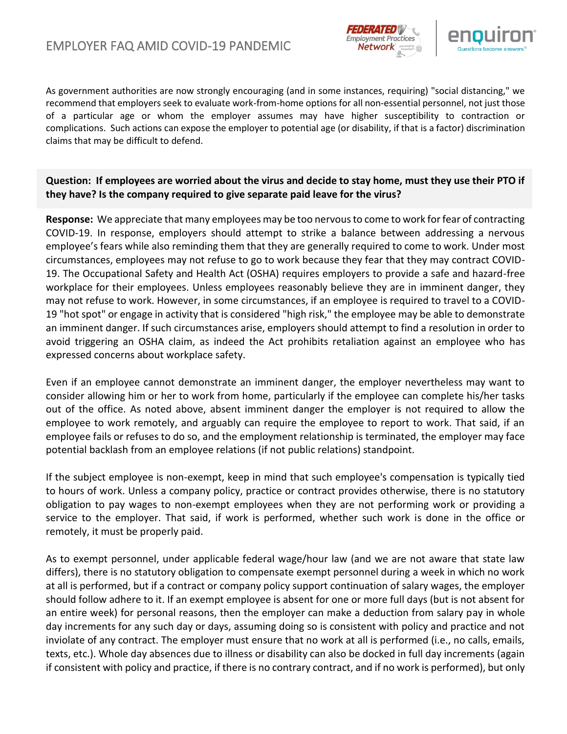As government authorities are now strongly encouraging (and in some instances, requiring) "social distancing," we recommend that employers seek to evaluate work-from-home options for all non-essential personnel, not just those of a particular age or whom the employer assumes may have higher susceptibility to contraction or complications. Such actions can expose the employer to potential age (or disability, if that is a factor) discrimination claims that may be difficult to defend.

**Question: If employees are worried about the virus and decide to stay home, must they use their PTO if they have? Is the company required to give separate paid leave for the virus?**

**Response:** We appreciate that many employees may be too nervous to come to work for fear of contracting COVID-19. In response, employers should attempt to strike a balance between addressing a nervous employee's fears while also reminding them that they are generally required to come to work. Under most circumstances, employees may not refuse to go to work because they fear that they may contract COVID-19. The Occupational Safety and Health Act (OSHA) requires employers to provide a safe and hazard-free workplace for their employees. Unless employees reasonably believe they are in imminent danger, they may not refuse to work. However, in some circumstances, if an employee is required to travel to a COVID-19 "hot spot" or engage in activity that is considered "high risk," the employee may be able to demonstrate an imminent danger. If such circumstances arise, employers should attempt to find a resolution in order to avoid triggering an OSHA claim, as indeed the Act prohibits retaliation against an employee who has expressed concerns about workplace safety.

Even if an employee cannot demonstrate an imminent danger, the employer nevertheless may want to consider allowing him or her to work from home, particularly if the employee can complete his/her tasks out of the office. As noted above, absent imminent danger the employer is not required to allow the employee to work remotely, and arguably can require the employee to report to work. That said, if an employee fails or refuses to do so, and the employment relationship is terminated, the employer may face potential backlash from an employee relations (if not public relations) standpoint.

If the subject employee is non-exempt, keep in mind that such employee's compensation is typically tied to hours of work. Unless a company policy, practice or contract provides otherwise, there is no statutory obligation to pay wages to non-exempt employees when they are not performing work or providing a service to the employer. That said, if work is performed, whether such work is done in the office or remotely, it must be properly paid.

As to exempt personnel, under applicable federal wage/hour law (and we are not aware that state law differs), there is no statutory obligation to compensate exempt personnel during a week in which no work at all is performed, but if a contract or company policy support continuation of salary wages, the employer should follow adhere to it. If an exempt employee is absent for one or more full days (but is not absent for an entire week) for personal reasons, then the employer can make a deduction from salary pay in whole day increments for any such day or days, assuming doing so is consistent with policy and practice and not inviolate of any contract. The employer must ensure that no work at all is performed (i.e., no calls, emails, texts, etc.). Whole day absences due to illness or disability can also be docked in full day increments (again if consistent with policy and practice, if there is no contrary contract, and if no work is performed), but only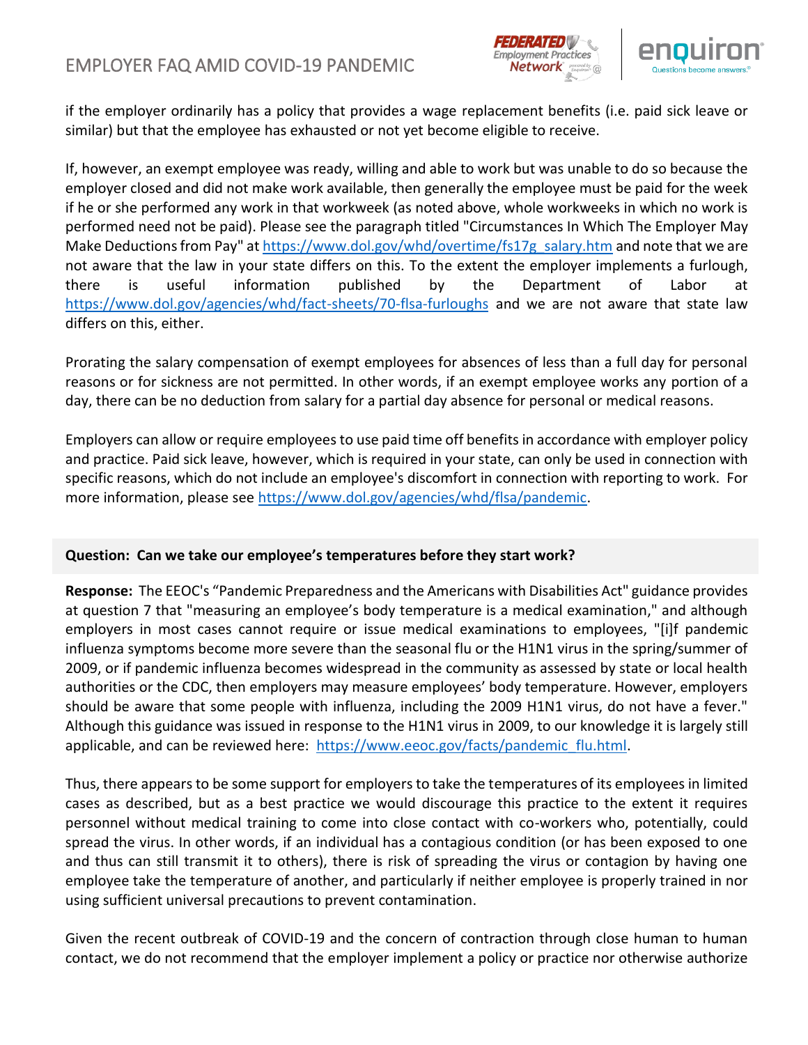if the employer ordinarily has a policy that provides a wage replacement benefits (i.e. paid sick leave or similar) but that the employee has exhausted or not yet become eligible to receive.

If, however, an exempt employee was ready, willing and able to work but was unable to do so because the employer closed and did not make work available, then generally the employee must be paid for the week if he or she performed any work in that workweek (as noted above, whole workweeks in which no work is performed need not be paid). Please see the paragraph titled "Circumstances In Which The Employer May Make Deductions from Pay" at https://www.dol.gov/whd/overtime/fs17g_salary.htm and note that we are not aware that the law in your state differs on this. To the extent the employer implements a furlough, there is useful information published by the Department of Labor at https://www.dol.gov/agencies/whd/fact-sheets/70-flsa-furloughs and we are not aware that state law differs on this, either.

Prorating the salary compensation of exempt employees for absences of less than a full day for personal reasons or for sickness are not permitted. In other words, if an exempt employee works any portion of a day, there can be no deduction from salary for a partial day absence for personal or medical reasons.

Employers can allow or require employees to use paid time off benefits in accordance with employer policy and practice. Paid sick leave, however, which is required in your state, can only be used in connection with specific reasons, which do not include an employee's discomfort in connection with reporting to work. For more information, please see https://www.dol.gov/agencies/whd/flsa/pandemic.

**Question: Can we take our employee's temperatures before they start work?**

**Response:** The EEOC's "Pandemic Preparedness and the Americans with Disabilities Act" guidance provides at question 7 that "measuring an employee's body temperature is a medical examination," and although employers in most cases cannot require or issue medical examinations to employees, "[i]f pandemic influenza symptoms become more severe than the seasonal flu or the H1N1 virus in the spring/summer of 2009, or if pandemic influenza becomes widespread in the community as assessed by state or local health authorities or the CDC, then employers may measure employees' body temperature. However, employers should be aware that some people with influenza, including the 2009 H1N1 virus, do not have a fever." Although this guidance was issued in response to the H1N1 virus in 2009, to our knowledge it is largely still applicable, and can be reviewed here: https://www.eeoc.gov/facts/pandemic_flu.html.

Thus, there appears to be some support for employers to take the temperatures of its employees in limited cases as described, but as a best practice we would discourage this practice to the extent it requires personnel without medical training to come into close contact with co-workers who, potentially, could spread the virus. In other words, if an individual has a contagious condition (or has been exposed to one and thus can still transmit it to others), there is risk of spreading the virus or contagion by having one employee take the temperature of another, and particularly if neither employee is properly trained in nor using sufficient universal precautions to prevent contamination.

Given the recent outbreak of COVID-19 and the concern of contraction through close human to human contact, we do not recommend that the employer implement a policy or practice nor otherwise authorize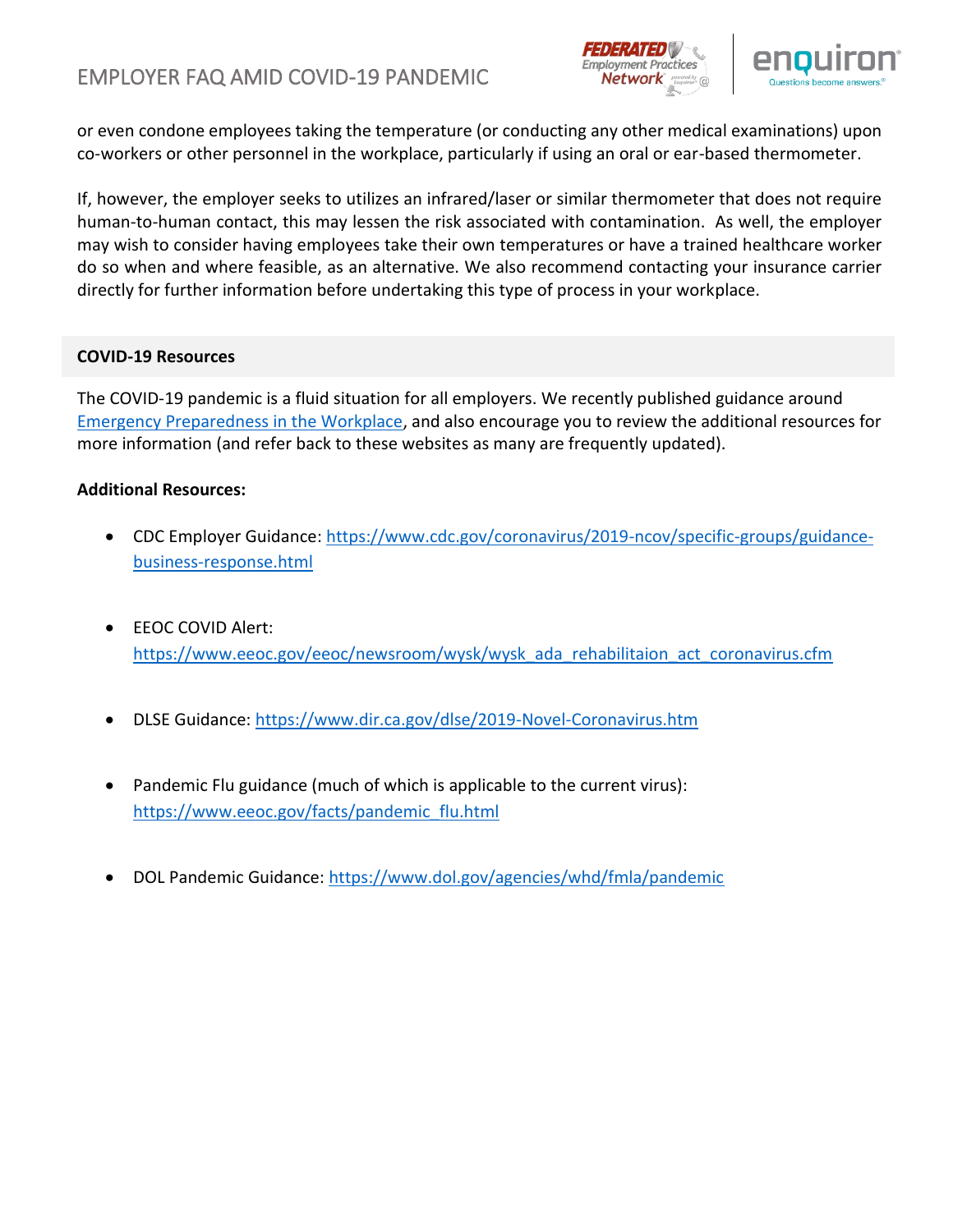or even condone employees taking the temperature (or conducting any other medical examinations) upon co-workers or other personnel in the workplace, particularly if using an oral or ear-based thermometer.

If, however, the employer seeks to utilizes an infrared/laser or similar thermometer that does not require human-to-human contact, this may lessen the risk associated with contamination. As well, the employer may wish to consider having employees take their own temperatures or have a trained healthcare worker do so when and where feasible, as an alternative. We also recommend contacting your insurance carrier directly for further information before undertaking this type of process in your workplace.

### COVID-19 Resources

The COVID-19 pandemic is a fluid situation for all employers. We recently published guidance around [Emergency Preparedness in the Workplace](), and also encourage you to review the additional resources for more information (and refer back to these websites as many are frequently updated).

**Additional Resources:**

- CDC Employer Guidance: [https://www.cdc.gov/coronavirus/2019-ncov/specific-groups/guidance-business-response.html](https://www.cdc.gov/coronavirus/2019-ncov/specific-groups/guidance-business-response.html)

- EEOC COVID Alert: [https://www.eeoc.gov/eeoc/newsroom/wysk/wysk_ada_rehabilitaion_act_coronavirus.cfm](https://www.eeoc.gov/eeoc/newsroom/wysk/wysk_ada_rehabilitaion_act_coronavirus.cfm)

- DLSE Guidance: [https://www.dir.ca.gov/dlse/2019-Novel-Coronavirus.htm](https://www.dir.ca.gov/dlse/2019-Novel-Coronavirus.htm)

- Pandemic Flu guidance (much of which is applicable to the current virus): [https://www.eeoc.gov/facts/pandemic_flu.html](https://www.eeoc.gov/facts/pandemic_flu.html)

- DOL Pandemic Guidance: [https://www.dol.gov/agencies/whd/fmla/pandemic](https://www.dol.gov/agencies/whd/fmla/pandemic)